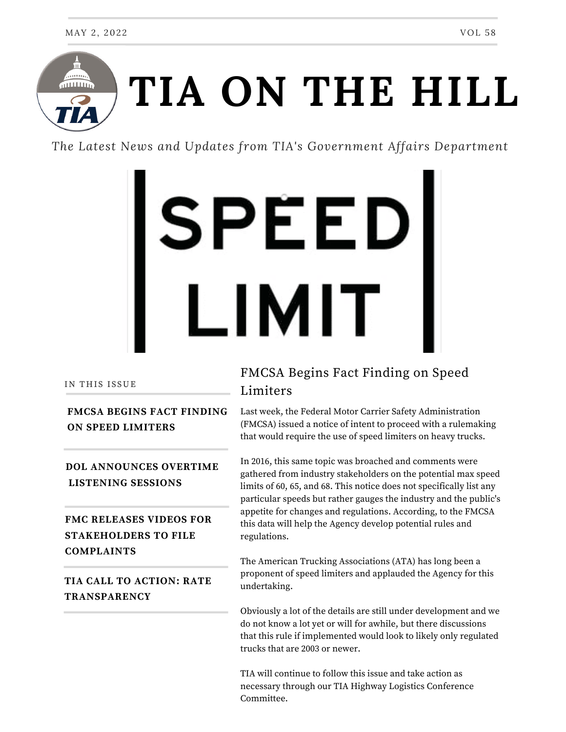MAY 2, 2022 VOL 58

# TIA ON THE HILL

*The Latest News and Updates from TIA's Government Affairs Department*

SPEED LIMIT

IN THIS ISSUE

**FMCSA BEGINS FACT FINDING ON SPEED LIMITERS**

**DOL ANNOUNCES OVERTIME LISTENING SESSIONS**

**FMC RELEASES VIDEOS FOR STAKEHOLDERS TO FILE COMPLAINTS**

**TIA CALL TO ACTION: RATE TRANSPARENCY**

## FMCSA Begins Fact Finding on Speed Limiters

Last week, the Federal Motor Carrier Safety Administration (FMCSA) issued a notice of intent to proceed with a rulemaking that would require the use of speed limiters on heavy trucks.

In 2016, this same topic was broached and comments were gathered from industry stakeholders on the potential max speed limits of 60, 65, and 68. This notice does not specifically list any particular speeds but rather gauges the industry and the public's appetite for changes and regulations. According, to the FMCSA this data will help the Agency develop potential rules and regulations.

The American Trucking Associations (ATA) has long been a proponent of speed limiters and applauded the Agency for this undertaking.

Obviously a lot of the details are still under development and we do not know a lot yet or will for awhile, but there discussions that this rule if implemented would look to likely only regulated trucks that are 2003 or newer.

TIA will continue to follow this issue and take action as necessary through our TIA Highway Logistics Conference Committee.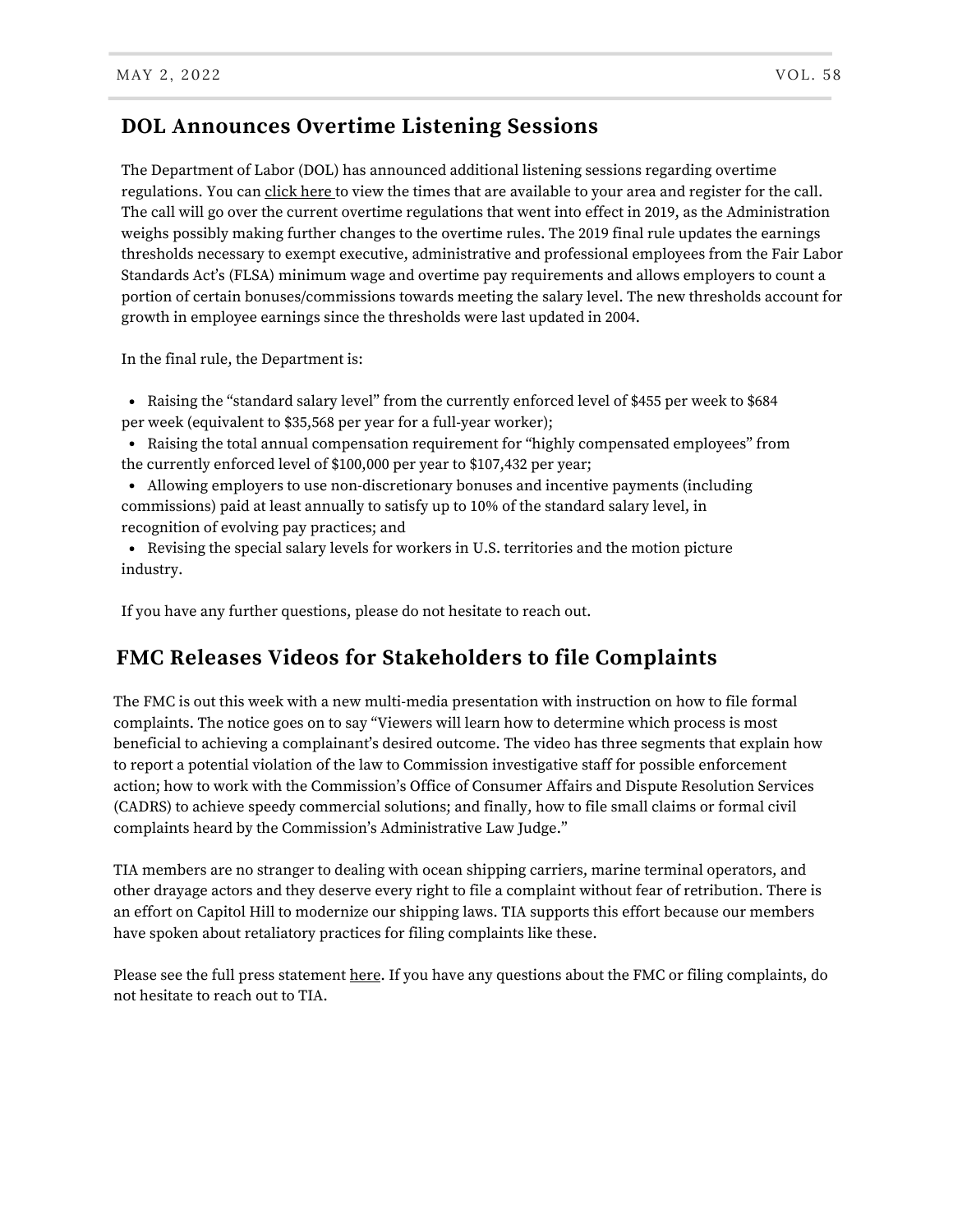## DOL Announces Overtime Listening Sessions

The Department of Labor (DOL) has announced additional listening sessions regarding overtime regulations. You can click here to view the times that are available to your area and register for the call. The call will go over the current overtime regulations that went into effect in 2019, as the Administration weighs possibly making further changes to the overtime rules. The 2019 final rule updates the earnings thresholds necessary to exempt executive, administrative and professional employees from the Fair Labor Standards Act's (FLSA) minimum wage and overtime pay requirements and allows employers to count a portion of certain bonuses/commissions towards meeting the salary level. The new thresholds account for growth in employee earnings since the thresholds were last updated in 2004.

In the final rule, the Department is:

- Raising the "standard salary level" from the currently enforced level of $455 per week to $684 per week (equivalent to $35,568 per year for a full-year worker);
- Raising the total annual compensation requirement for "highly compensated employees" from the currently enforced level of $100,000 per year to $107,432 per year;
- Allowing employers to use non-discretionary bonuses and incentive payments (including commissions) paid at least annually to satisfy up to 10% of the standard salary level, in recognition of evolving pay practices; and
- Revising the special salary levels for workers in U.S. territories and the motion picture industry.

If you have any further questions, please do not hesitate to reach out.

## FMC Releases Videos for Stakeholders to file Complaints

The FMC is out this week with a new multi-media presentation with instruction on how to file formal complaints. The notice goes on to say "Viewers will learn how to determine which process is most beneficial to achieving a complainant's desired outcome. The video has three segments that explain how to report a potential violation of the law to Commission investigative staff for possible enforcement action; how to work with the Commission's Office of Consumer Affairs and Dispute Resolution Services (CADRS) to achieve speedy commercial solutions; and finally, how to file small claims or formal civil complaints heard by the Commission's Administrative Law Judge."

TIA members are no stranger to dealing with ocean shipping carriers, marine terminal operators, and other drayage actors and they deserve every right to file a complaint without fear of retribution. There is an effort on Capitol Hill to modernize our shipping laws. TIA supports this effort because our members have spoken about retaliatory practices for filing complaints like these.

Please see the full press statement here. If you have any questions about the FMC or filing complaints, do not hesitate to reach out to TIA.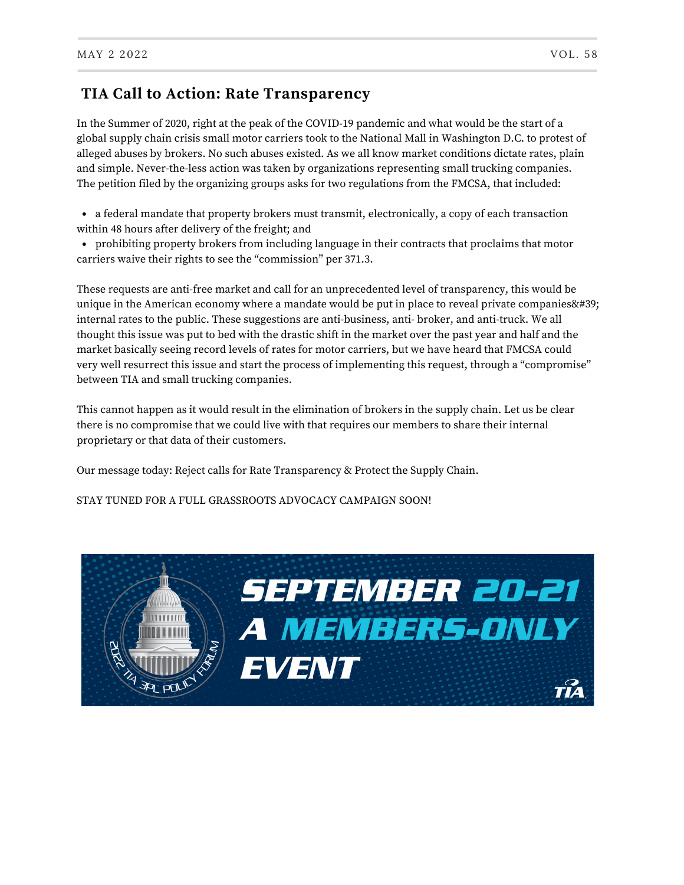## TIA Call to Action: Rate Transparency

In the Summer of 2020, right at the peak of the COVID-19 pandemic and what would be the start of a global supply chain crisis small motor carriers took to the National Mall in Washington D.C. to protest of alleged abuses by brokers. No such abuses existed. As we all know market conditions dictate rates, plain and simple. Never-the-less action was taken by organizations representing small trucking companies. The petition filed by the organizing groups asks for two regulations from the FMCSA, that included:

- a federal mandate that property brokers must transmit, electronically, a copy of each transaction within 48 hours after delivery of the freight; and
- prohibiting property brokers from including language in their contracts that proclaims that motor carriers waive their rights to see the “commission” per 371.3.

These requests are anti-free market and call for an unprecedented level of transparency, this would be unique in the American economy where a mandate would be put in place to reveal private companies&#39; internal rates to the public. These suggestions are anti-business, anti- broker, and anti-truck. We all thought this issue was put to bed with the drastic shift in the market over the past year and half and the market basically seeing record levels of rates for motor carriers, but we have heard that FMCSA could very well resurrect this issue and start the process of implementing this request, through a “compromise” between TIA and small trucking companies.

This cannot happen as it would result in the elimination of brokers in the supply chain. Let us be clear there is no compromise that we could live with that requires our members to share their internal proprietary or that data of their customers.

Our message today: Reject calls for Rate Transparency & Protect the Supply Chain.

STAY TUNED FOR A FULL GRASSROOTS ADVOCACY CAMPAIGN SOON!

2022 TIA 3PL POLICY FORUM

SEPTEMBER 20-21

A MEMBERS-ONLY EVENT

TIA